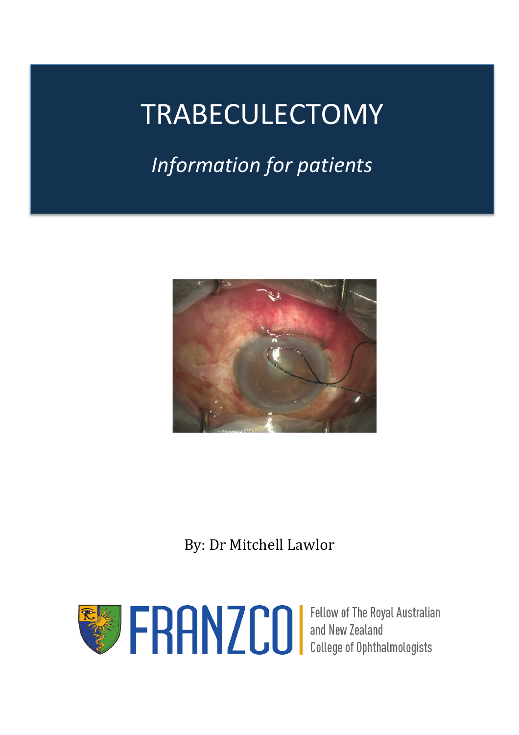# TRABECULECTOMY

*Information for patients*

By: Dr Mitchell Lawlor

FRANZCO | Fellow of The Royal Australian and New Zealand College of Ophthalmologists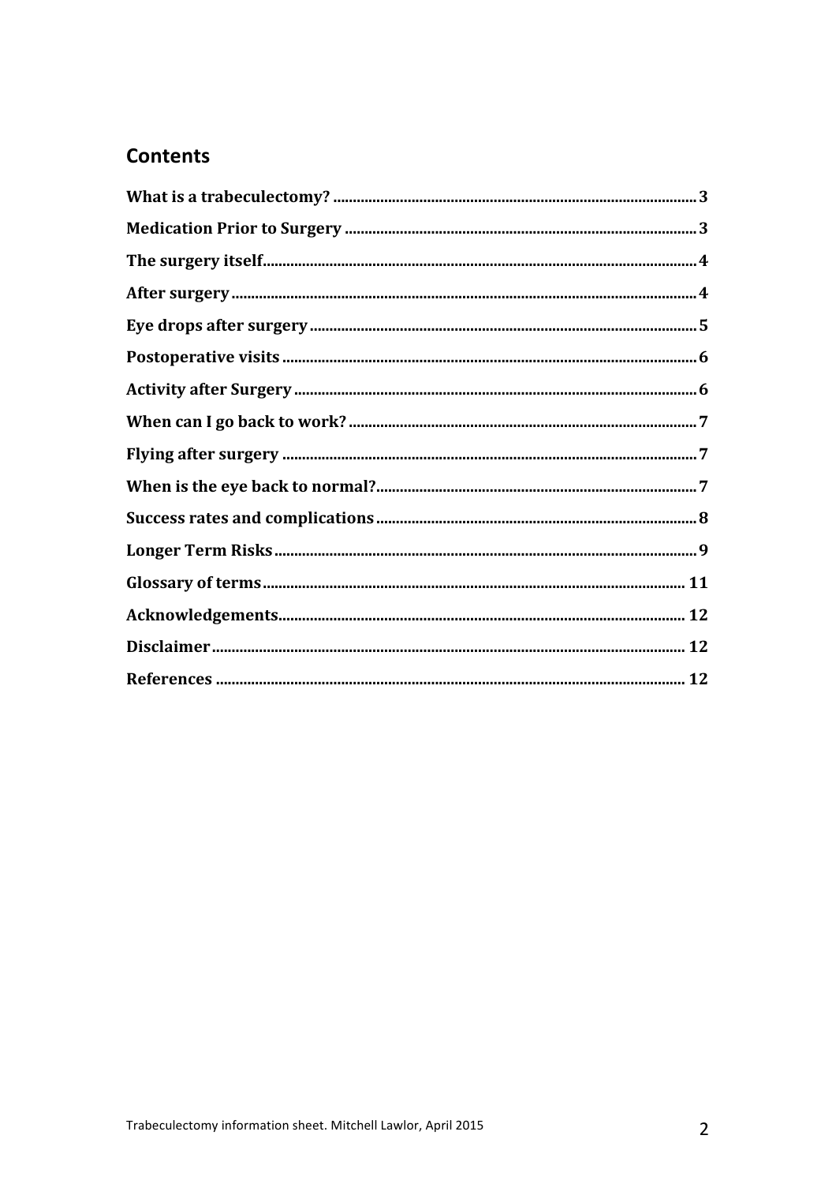## Contents

- What is a trabeculectomy? ... 3
- Medication Prior to Surgery ... 3
- The surgery itself ... 4
- After surgery ... 4
- Eye drops after surgery ... 5
- Postoperative visits ... 6
- Activity after Surgery ... 6
- When can I go back to work? ... 7
- Flying after surgery ... 7
- When is the eye back to normal? ... 7
- Success rates and complications ... 8
- Longer Term Risks ... 9
- Glossary of terms ... 11
- Acknowledgements ... 12
- Disclaimer ... 12
- References ... 12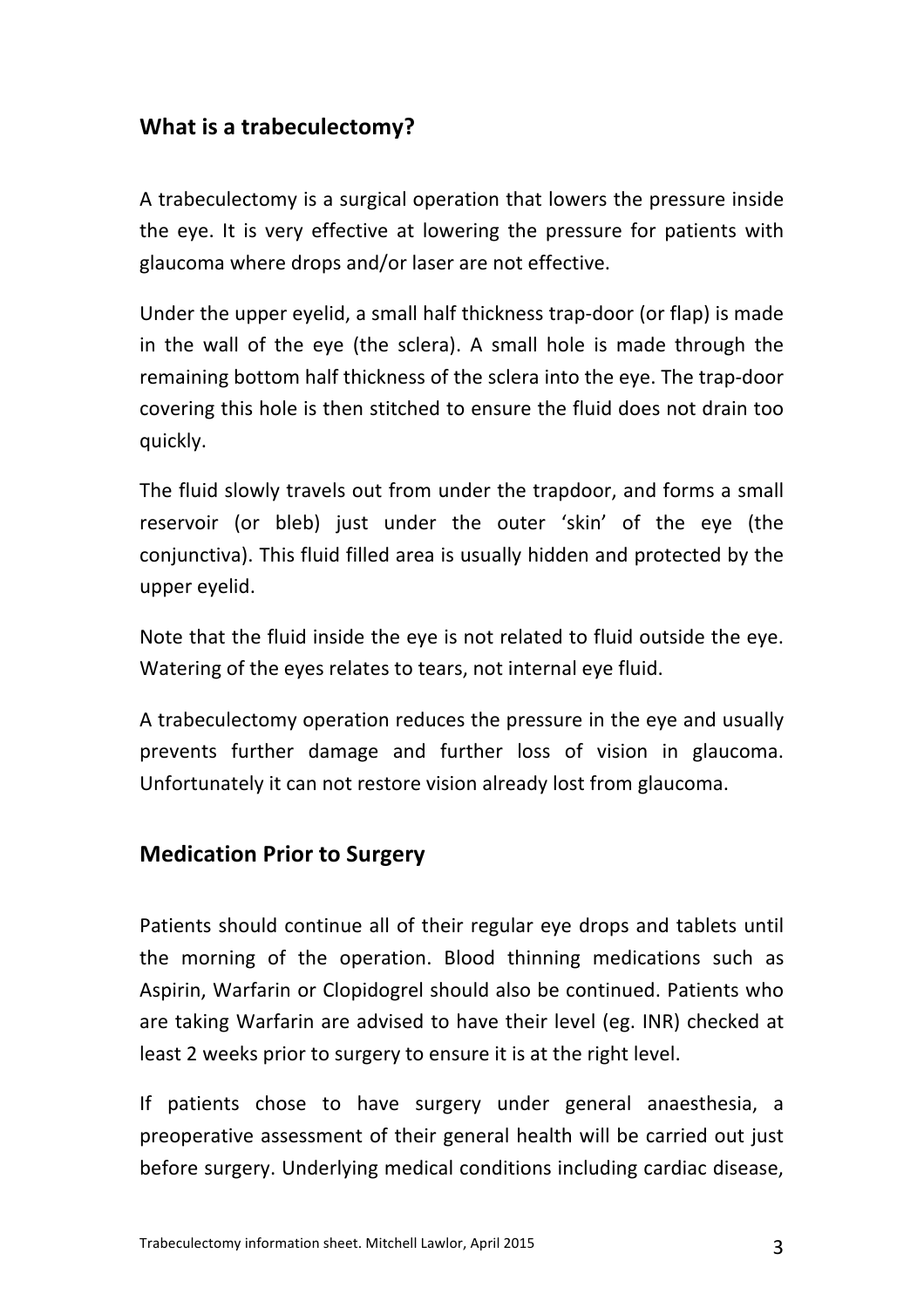## What is a trabeculectomy?

A trabeculectomy is a surgical operation that lowers the pressure inside the eye. It is very effective at lowering the pressure for patients with glaucoma where drops and/or laser are not effective.

Under the upper eyelid, a small half thickness trap-door (or flap) is made in the wall of the eye (the sclera). A small hole is made through the remaining bottom half thickness of the sclera into the eye. The trap-door covering this hole is then stitched to ensure the fluid does not drain too quickly.

The fluid slowly travels out from under the trapdoor, and forms a small reservoir (or bleb) just under the outer 'skin' of the eye (the conjunctiva). This fluid filled area is usually hidden and protected by the upper eyelid.

Note that the fluid inside the eye is not related to fluid outside the eye. Watering of the eyes relates to tears, not internal eye fluid.

A trabeculectomy operation reduces the pressure in the eye and usually prevents further damage and further loss of vision in glaucoma. Unfortunately it can not restore vision already lost from glaucoma.

## Medication Prior to Surgery

Patients should continue all of their regular eye drops and tablets until the morning of the operation. Blood thinning medications such as Aspirin, Warfarin or Clopidogrel should also be continued. Patients who are taking Warfarin are advised to have their level (eg. INR) checked at least 2 weeks prior to surgery to ensure it is at the right level.

If patients chose to have surgery under general anaesthesia, a preoperative assessment of their general health will be carried out just before surgery. Underlying medical conditions including cardiac disease,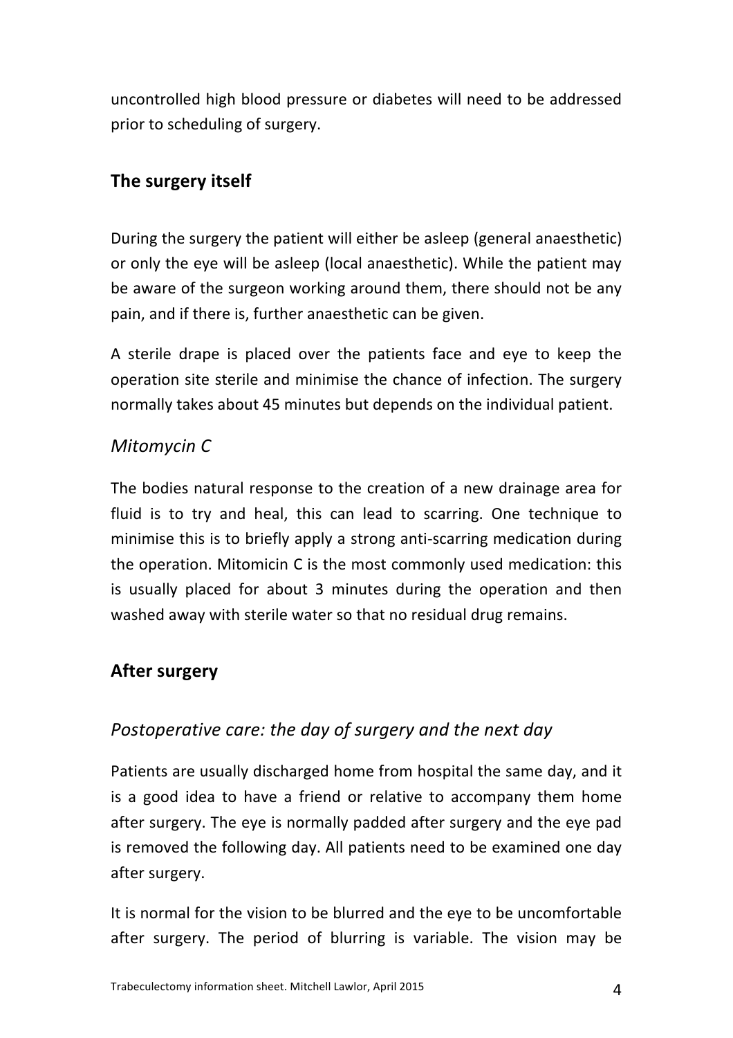uncontrolled high blood pressure or diabetes will need to be addressed prior to scheduling of surgery.

## The surgery itself

During the surgery the patient will either be asleep (general anaesthetic) or only the eye will be asleep (local anaesthetic). While the patient may be aware of the surgeon working around them, there should not be any pain, and if there is, further anaesthetic can be given.

A sterile drape is placed over the patients face and eye to keep the operation site sterile and minimise the chance of infection. The surgery normally takes about 45 minutes but depends on the individual patient.

### *Mitomycin C*

The bodies natural response to the creation of a new drainage area for fluid is to try and heal, this can lead to scarring. One technique to minimise this is to briefly apply a strong anti-scarring medication during the operation. Mitomicin C is the most commonly used medication: this is usually placed for about 3 minutes during the operation and then washed away with sterile water so that no residual drug remains.

## After surgery

### *Postoperative care: the day of surgery and the next day*

Patients are usually discharged home from hospital the same day, and it is a good idea to have a friend or relative to accompany them home after surgery. The eye is normally padded after surgery and the eye pad is removed the following day. All patients need to be examined one day after surgery.

It is normal for the vision to be blurred and the eye to be uncomfortable after surgery. The period of blurring is variable. The vision may be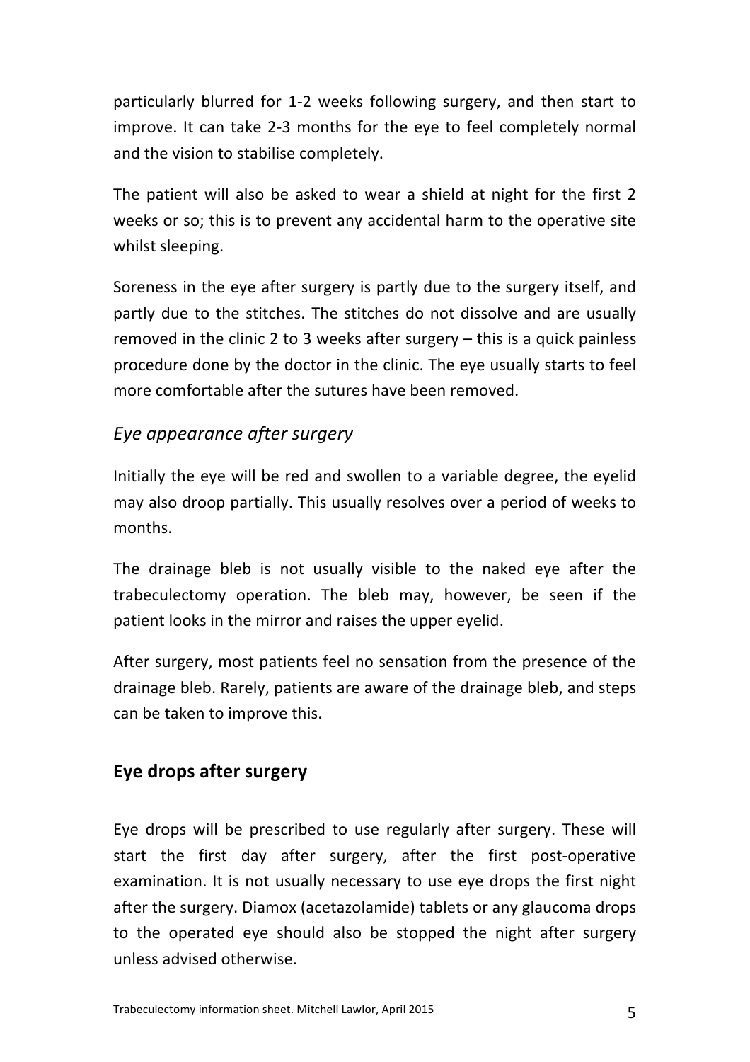particularly blurred for 1-2 weeks following surgery, and then start to improve. It can take 2-3 months for the eye to feel completely normal and the vision to stabilise completely.

The patient will also be asked to wear a shield at night for the first 2 weeks or so; this is to prevent any accidental harm to the operative site whilst sleeping.

Soreness in the eye after surgery is partly due to the surgery itself, and partly due to the stitches. The stitches do not dissolve and are usually removed in the clinic 2 to 3 weeks after surgery – this is a quick painless procedure done by the doctor in the clinic. The eye usually starts to feel more comfortable after the sutures have been removed.

### *Eye appearance after surgery*

Initially the eye will be red and swollen to a variable degree, the eyelid may also droop partially. This usually resolves over a period of weeks to months.

The drainage bleb is not usually visible to the naked eye after the trabeculectomy operation. The bleb may, however, be seen if the patient looks in the mirror and raises the upper eyelid.

After surgery, most patients feel no sensation from the presence of the drainage bleb. Rarely, patients are aware of the drainage bleb, and steps can be taken to improve this.

## Eye drops after surgery

Eye drops will be prescribed to use regularly after surgery. These will start the first day after surgery, after the first post-operative examination. It is not usually necessary to use eye drops the first night after the surgery. Diamox (acetazolamide) tablets or any glaucoma drops to the operated eye should also be stopped the night after surgery unless advised otherwise.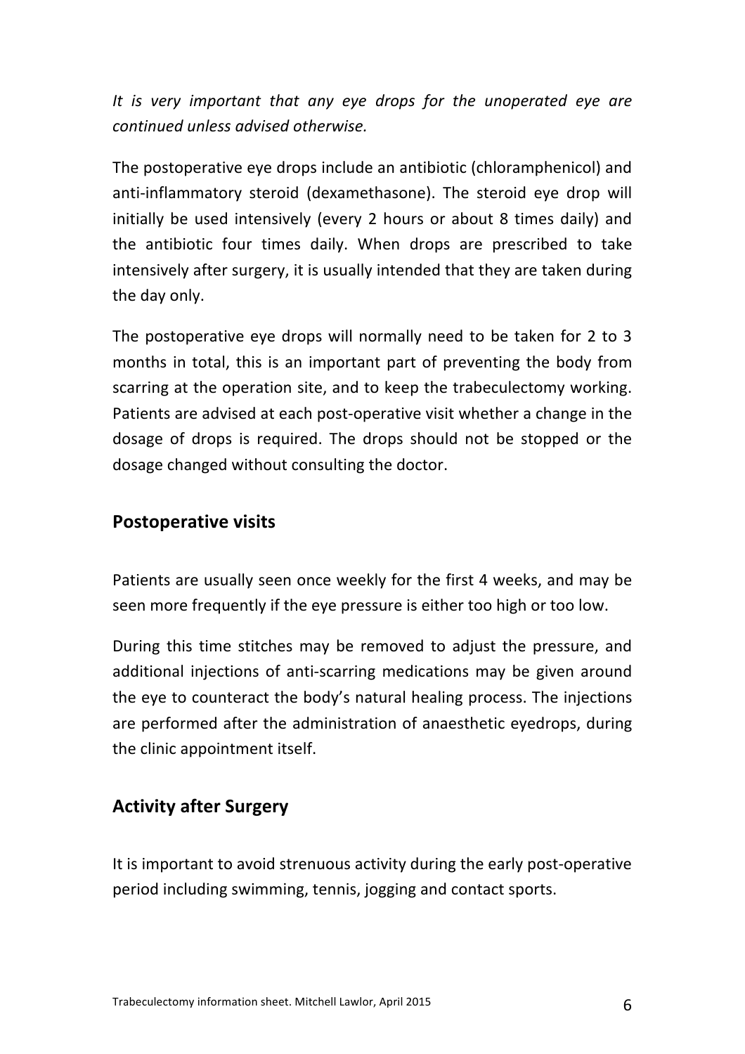*It is very important that any eye drops for the unoperated eye are continued unless advised otherwise.*

The postoperative eye drops include an antibiotic (chloramphenicol) and anti-inflammatory steroid (dexamethasone). The steroid eye drop will initially be used intensively (every 2 hours or about 8 times daily) and the antibiotic four times daily. When drops are prescribed to take intensively after surgery, it is usually intended that they are taken during the day only.

The postoperative eye drops will normally need to be taken for 2 to 3 months in total, this is an important part of preventing the body from scarring at the operation site, and to keep the trabeculectomy working. Patients are advised at each post-operative visit whether a change in the dosage of drops is required. The drops should not be stopped or the dosage changed without consulting the doctor.

## Postoperative visits

Patients are usually seen once weekly for the first 4 weeks, and may be seen more frequently if the eye pressure is either too high or too low.

During this time stitches may be removed to adjust the pressure, and additional injections of anti-scarring medications may be given around the eye to counteract the body's natural healing process. The injections are performed after the administration of anaesthetic eyedrops, during the clinic appointment itself.

## Activity after Surgery

It is important to avoid strenuous activity during the early post-operative period including swimming, tennis, jogging and contact sports.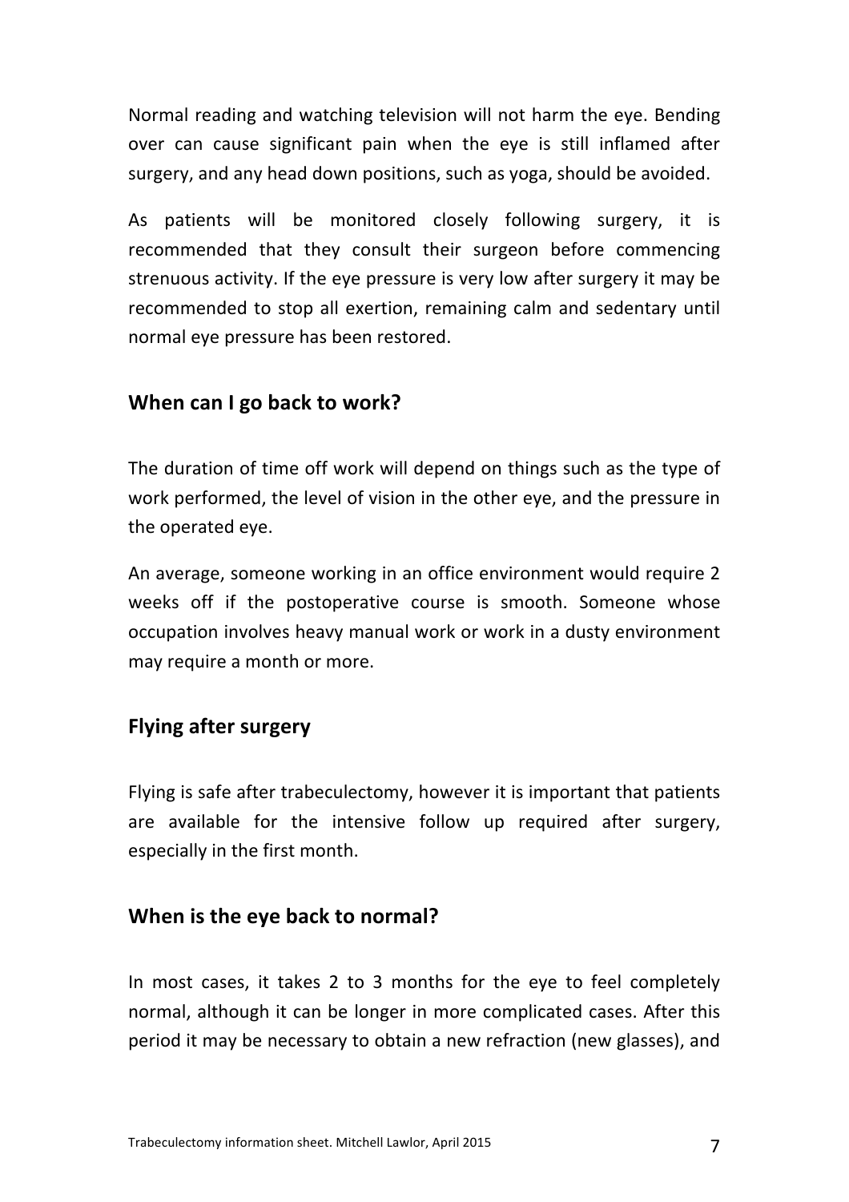Normal reading and watching television will not harm the eye. Bending over can cause significant pain when the eye is still inflamed after surgery, and any head down positions, such as yoga, should be avoided.

As patients will be monitored closely following surgery, it is recommended that they consult their surgeon before commencing strenuous activity. If the eye pressure is very low after surgery it may be recommended to stop all exertion, remaining calm and sedentary until normal eye pressure has been restored.

## When can I go back to work?

The duration of time off work will depend on things such as the type of work performed, the level of vision in the other eye, and the pressure in the operated eye.

An average, someone working in an office environment would require 2 weeks off if the postoperative course is smooth. Someone whose occupation involves heavy manual work or work in a dusty environment may require a month or more.

## Flying after surgery

Flying is safe after trabeculectomy, however it is important that patients are available for the intensive follow up required after surgery, especially in the first month.

## When is the eye back to normal?

In most cases, it takes 2 to 3 months for the eye to feel completely normal, although it can be longer in more complicated cases. After this period it may be necessary to obtain a new refraction (new glasses), and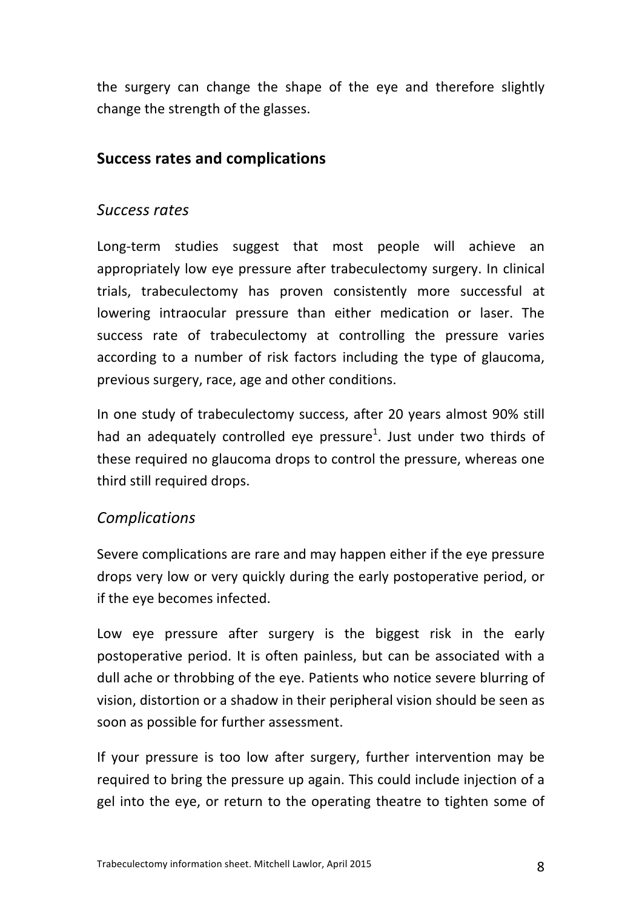the surgery can change the shape of the eye and therefore slightly change the strength of the glasses.

## Success rates and complications

### *Success rates*

Long-term studies suggest that most people will achieve an appropriately low eye pressure after trabeculectomy surgery. In clinical trials, trabeculectomy has proven consistently more successful at lowering intraocular pressure than either medication or laser. The success rate of trabeculectomy at controlling the pressure varies according to a number of risk factors including the type of glaucoma, previous surgery, race, age and other conditions.

In one study of trabeculectomy success, after 20 years almost 90% still had an adequately controlled eye pressure[1]. Just under two thirds of these required no glaucoma drops to control the pressure, whereas one third still required drops.

### *Complications*

Severe complications are rare and may happen either if the eye pressure drops very low or very quickly during the early postoperative period, or if the eye becomes infected.

Low eye pressure after surgery is the biggest risk in the early postoperative period. It is often painless, but can be associated with a dull ache or throbbing of the eye. Patients who notice severe blurring of vision, distortion or a shadow in their peripheral vision should be seen as soon as possible for further assessment.

If your pressure is too low after surgery, further intervention may be required to bring the pressure up again. This could include injection of a gel into the eye, or return to the operating theatre to tighten some of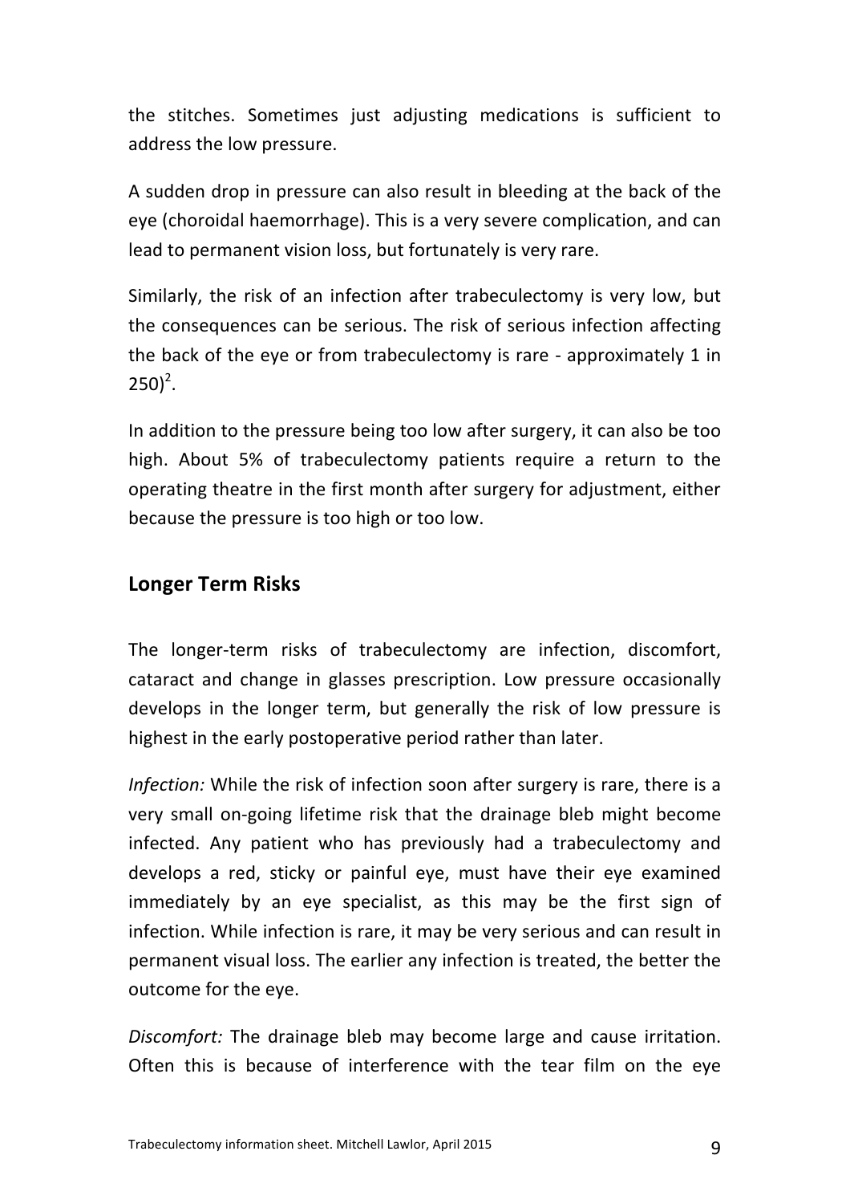the stitches. Sometimes just adjusting medications is sufficient to address the low pressure.

A sudden drop in pressure can also result in bleeding at the back of the eye (choroidal haemorrhage). This is a very severe complication, and can lead to permanent vision loss, but fortunately is very rare.

Similarly, the risk of an infection after trabeculectomy is very low, but the consequences can be serious. The risk of serious infection affecting the back of the eye or from trabeculectomy is rare - approximately 1 in 250)[2].

In addition to the pressure being too low after surgery, it can also be too high. About 5% of trabeculectomy patients require a return to the operating theatre in the first month after surgery for adjustment, either because the pressure is too high or too low.

## Longer Term Risks

The longer-term risks of trabeculectomy are infection, discomfort, cataract and change in glasses prescription. Low pressure occasionally develops in the longer term, but generally the risk of low pressure is highest in the early postoperative period rather than later.

*Infection:* While the risk of infection soon after surgery is rare, there is a very small on-going lifetime risk that the drainage bleb might become infected. Any patient who has previously had a trabeculectomy and develops a red, sticky or painful eye, must have their eye examined immediately by an eye specialist, as this may be the first sign of infection. While infection is rare, it may be very serious and can result in permanent visual loss. The earlier any infection is treated, the better the outcome for the eye.

*Discomfort:* The drainage bleb may become large and cause irritation. Often this is because of interference with the tear film on the eye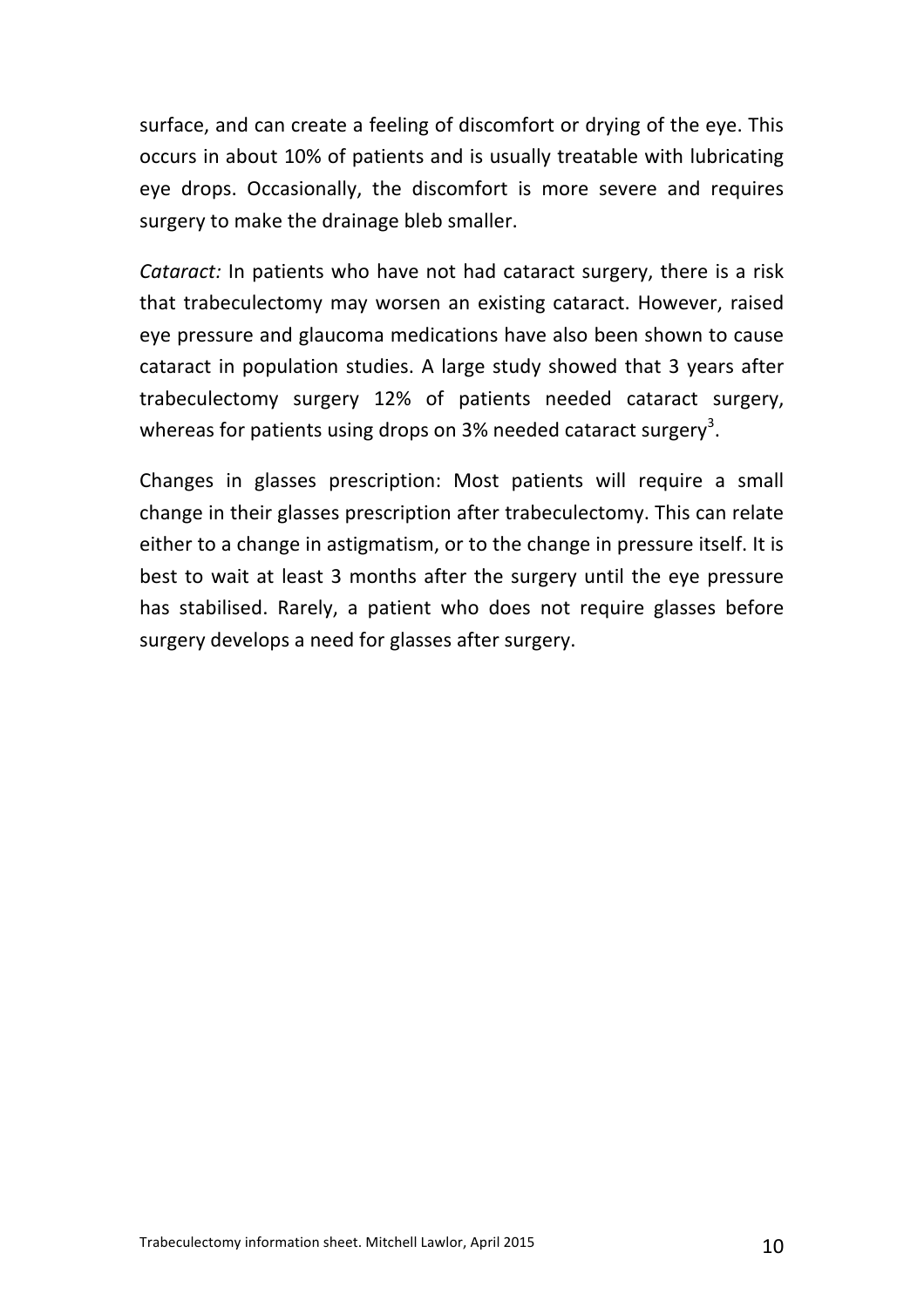surface, and can create a feeling of discomfort or drying of the eye. This occurs in about 10% of patients and is usually treatable with lubricating eye drops. Occasionally, the discomfort is more severe and requires surgery to make the drainage bleb smaller.

*Cataract:* In patients who have not had cataract surgery, there is a risk that trabeculectomy may worsen an existing cataract. However, raised eye pressure and glaucoma medications have also been shown to cause cataract in population studies. A large study showed that 3 years after trabeculectomy surgery 12% of patients needed cataract surgery, whereas for patients using drops on 3% needed cataract surgery[3].

Changes in glasses prescription: Most patients will require a small change in their glasses prescription after trabeculectomy. This can relate either to a change in astigmatism, or to the change in pressure itself. It is best to wait at least 3 months after the surgery until the eye pressure has stabilised. Rarely, a patient who does not require glasses before surgery develops a need for glasses after surgery.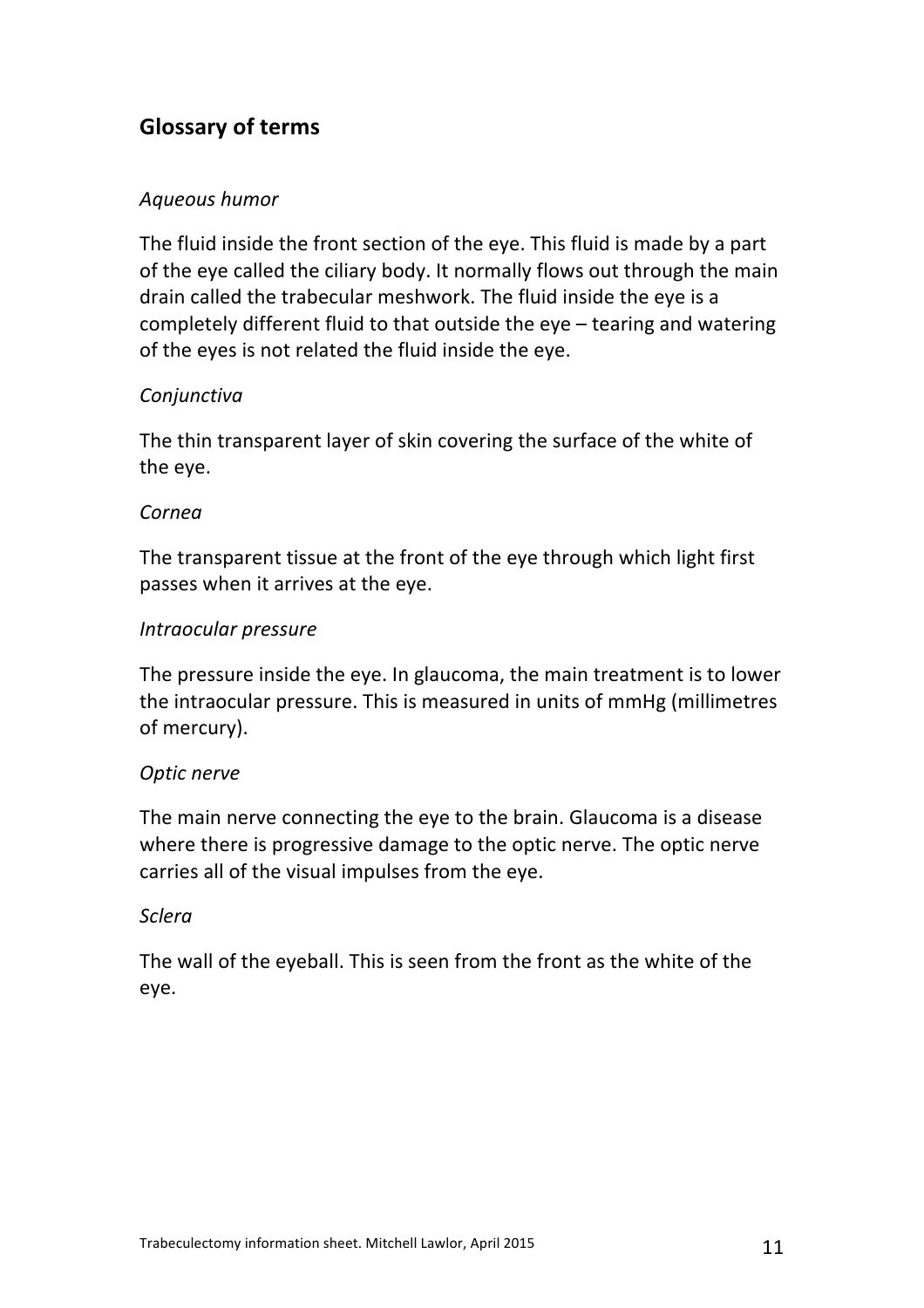## Glossary of terms

*Aqueous humor*

The fluid inside the front section of the eye. This fluid is made by a part of the eye called the ciliary body. It normally flows out through the main drain called the trabecular meshwork. The fluid inside the eye is a completely different fluid to that outside the eye – tearing and watering of the eyes is not related the fluid inside the eye.

*Conjunctiva*

The thin transparent layer of skin covering the surface of the white of the eye.

*Cornea*

The transparent tissue at the front of the eye through which light first passes when it arrives at the eye.

*Intraocular pressure*

The pressure inside the eye. In glaucoma, the main treatment is to lower the intraocular pressure. This is measured in units of mmHg (millimetres of mercury).

*Optic nerve*

The main nerve connecting the eye to the brain. Glaucoma is a disease where there is progressive damage to the optic nerve. The optic nerve carries all of the visual impulses from the eye.

*Sclera*

The wall of the eyeball. This is seen from the front as the white of the eye.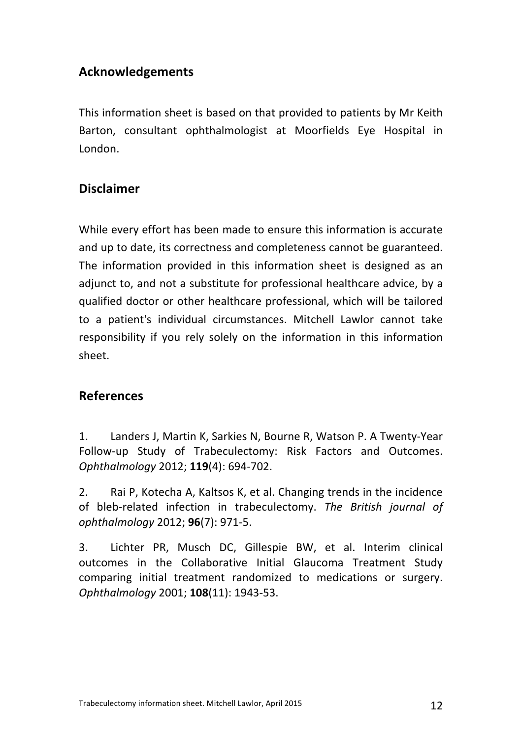## Acknowledgements

This information sheet is based on that provided to patients by Mr Keith Barton, consultant ophthalmologist at Moorfields Eye Hospital in London.

## Disclaimer

While every effort has been made to ensure this information is accurate and up to date, its correctness and completeness cannot be guaranteed. The information provided in this information sheet is designed as an adjunct to, and not a substitute for professional healthcare advice, by a qualified doctor or other healthcare professional, which will be tailored to a patient's individual circumstances. Mitchell Lawlor cannot take responsibility if you rely solely on the information in this information sheet.

## References

1. Landers J, Martin K, Sarkies N, Bourne R, Watson P. A Twenty-Year Follow-up Study of Trabeculectomy: Risk Factors and Outcomes. *Ophthalmology* 2012; **119**(4): 694-702.

2. Rai P, Kotecha A, Kaltsos K, et al. Changing trends in the incidence of bleb-related infection in trabeculectomy. *The British journal of ophthalmology* 2012; **96**(7): 971-5.

3. Lichter PR, Musch DC, Gillespie BW, et al. Interim clinical outcomes in the Collaborative Initial Glaucoma Treatment Study comparing initial treatment randomized to medications or surgery. *Ophthalmology* 2001; **108**(11): 1943-53.